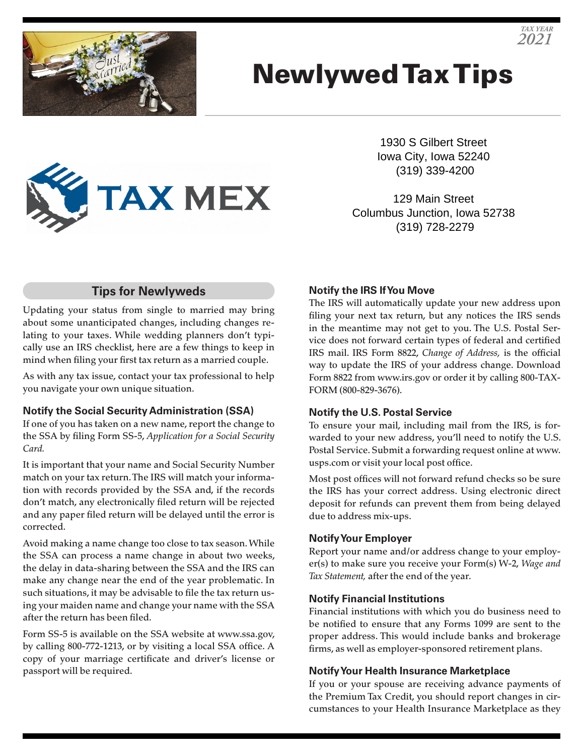TAX YEAR 2021

# Newlywed Tax Tips

TAX MEX

1930 S Gilbert Street
Iowa City, Iowa 52240
(319) 339-4200

129 Main Street
Columbus Junction, Iowa 52738
(319) 728-2279

## Tips for Newlyweds

Updating your status from single to married may bring about some unanticipated changes, including changes relating to your taxes. While wedding planners don't typically use an IRS checklist, here are a few things to keep in mind when filing your first tax return as a married couple.

As with any tax issue, contact your tax professional to help you navigate your own unique situation.

### Notify the Social Security Administration (SSA)

If one of you has taken on a new name, report the change to the SSA by filing Form SS-5, *Application for a Social Security Card.*

It is important that your name and Social Security Number match on your tax return. The IRS will match your information with records provided by the SSA and, if the records don't match, any electronically filed return will be rejected and any paper filed return will be delayed until the error is corrected.

Avoid making a name change too close to tax season. While the SSA can process a name change in about two weeks, the delay in data-sharing between the SSA and the IRS can make any change near the end of the year problematic. In such situations, it may be advisable to file the tax return using your maiden name and change your name with the SSA after the return has been filed.

Form SS-5 is available on the SSA website at www.ssa.gov, by calling 800-772-1213, or by visiting a local SSA office. A copy of your marriage certificate and driver's license or passport will be required.

### Notify the IRS If You Move

The IRS will automatically update your new address upon filing your next tax return, but any notices the IRS sends in the meantime may not get to you. The U.S. Postal Service does not forward certain types of federal and certified IRS mail. IRS Form 8822, *Change of Address,* is the official way to update the IRS of your address change. Download Form 8822 from www.irs.gov or order it by calling 800-TAX-FORM (800-829-3676).

### Notify the U.S. Postal Service

To ensure your mail, including mail from the IRS, is forwarded to your new address, you'll need to notify the U.S. Postal Service. Submit a forwarding request online at www.usps.com or visit your local post office.

Most post offices will not forward refund checks so be sure the IRS has your correct address. Using electronic direct deposit for refunds can prevent them from being delayed due to address mix-ups.

### Notify Your Employer

Report your name and/or address change to your employer(s) to make sure you receive your Form(s) W-2, *Wage and Tax Statement,* after the end of the year.

### Notify Financial Institutions

Financial institutions with which you do business need to be notified to ensure that any Forms 1099 are sent to the proper address. This would include banks and brokerage firms, as well as employer-sponsored retirement plans.

### Notify Your Health Insurance Marketplace

If you or your spouse are receiving advance payments of the Premium Tax Credit, you should report changes in circumstances to your Health Insurance Marketplace as they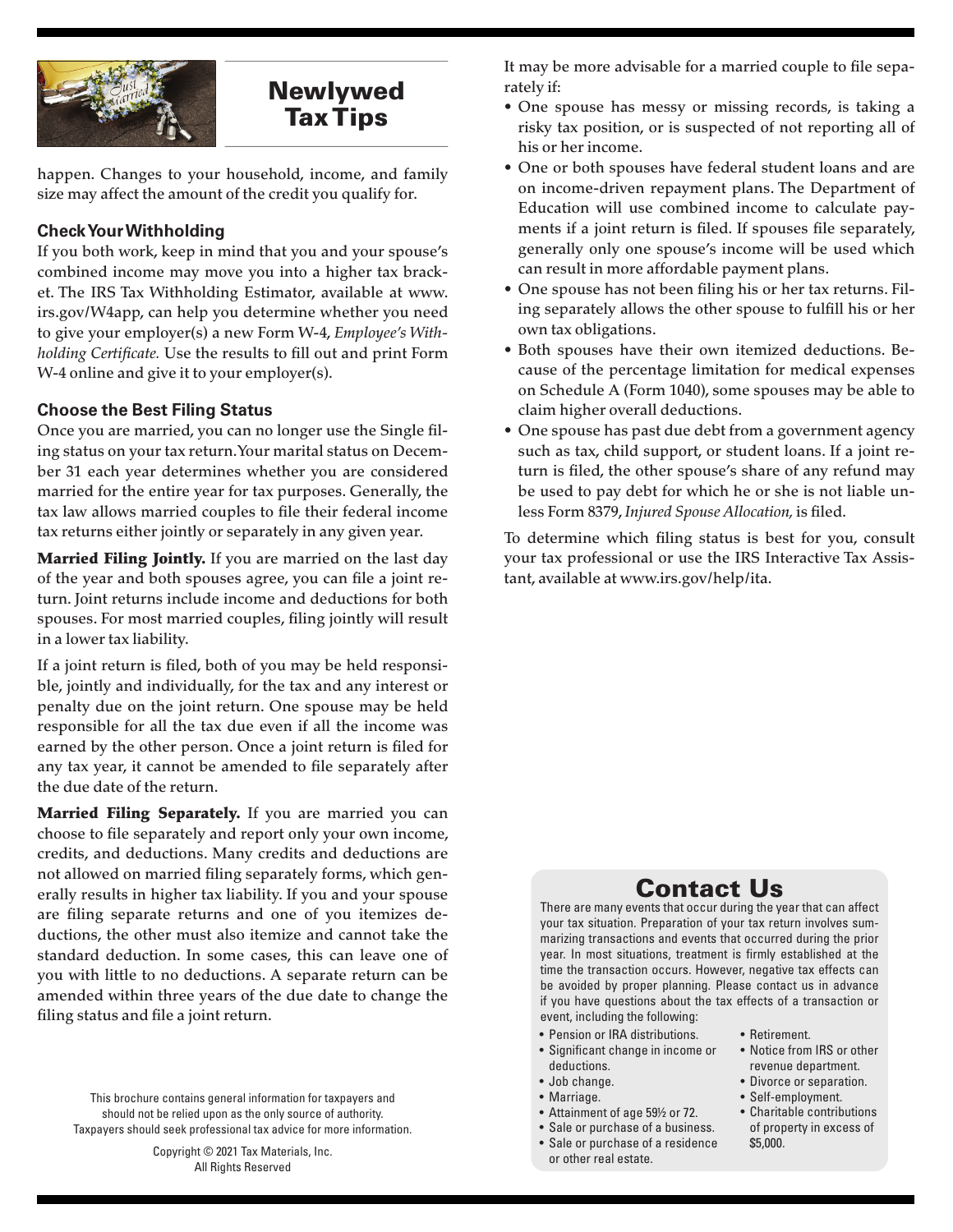# Newlywed Tax Tips

happen. Changes to your household, income, and family size may affect the amount of the credit you qualify for.

### Check Your Withholding

If you both work, keep in mind that you and your spouse's combined income may move you into a higher tax bracket. The IRS Tax Withholding Estimator, available at www.irs.gov/W4app, can help you determine whether you need to give your employer(s) a new Form W-4, *Employee's Withholding Certificate.* Use the results to fill out and print Form W-4 online and give it to your employer(s).

### Choose the Best Filing Status

Once you are married, you can no longer use the Single filing status on your tax return. Your marital status on December 31 each year determines whether you are considered married for the entire year for tax purposes. Generally, the tax law allows married couples to file their federal income tax returns either jointly or separately in any given year.

**Married Filing Jointly.** If you are married on the last day of the year and both spouses agree, you can file a joint return. Joint returns include income and deductions for both spouses. For most married couples, filing jointly will result in a lower tax liability.

If a joint return is filed, both of you may be held responsible, jointly and individually, for the tax and any interest or penalty due on the joint return. One spouse may be held responsible for all the tax due even if all the income was earned by the other person. Once a joint return is filed for any tax year, it cannot be amended to file separately after the due date of the return.

**Married Filing Separately.** If you are married you can choose to file separately and report only your own income, credits, and deductions. Many credits and deductions are not allowed on married filing separately forms, which generally results in higher tax liability. If you and your spouse are filing separate returns and one of you itemizes deductions, the other must also itemize and cannot take the standard deduction. In some cases, this can leave one of you with little to no deductions. A separate return can be amended within three years of the due date to change the filing status and file a joint return.

It may be more advisable for a married couple to file separately if:

- One spouse has messy or missing records, is taking a risky tax position, or is suspected of not reporting all of his or her income.
- One or both spouses have federal student loans and are on income-driven repayment plans. The Department of Education will use combined income to calculate payments if a joint return is filed. If spouses file separately, generally only one spouse's income will be used which can result in more affordable payment plans.
- One spouse has not been filing his or her tax returns. Filing separately allows the other spouse to fulfill his or her own tax obligations.
- Both spouses have their own itemized deductions. Because of the percentage limitation for medical expenses on Schedule A (Form 1040), some spouses may be able to claim higher overall deductions.
- One spouse has past due debt from a government agency such as tax, child support, or student loans. If a joint return is filed, the other spouse's share of any refund may be used to pay debt for which he or she is not liable unless Form 8379, *Injured Spouse Allocation,* is filed.

To determine which filing status is best for you, consult your tax professional or use the IRS Interactive Tax Assistant, available at www.irs.gov/help/ita.

## Contact Us

There are many events that occur during the year that can affect your tax situation. Preparation of your tax return involves summarizing transactions and events that occurred during the prior year. In most situations, treatment is firmly established at the time the transaction occurs. However, negative tax effects can be avoided by proper planning. Please contact us in advance if you have questions about the tax effects of a transaction or event, including the following:

- Pension or IRA distributions.
- Significant change in income or deductions.
- Job change.
- Marriage.
- Attainment of age 59½ or 72.
- Sale or purchase of a business.
- Sale or purchase of a residence or other real estate.
- Retirement.
- Notice from IRS or other revenue department.
- Divorce or separation.
- Self-employment.
- Charitable contributions of property in excess of $5,000.

This brochure contains general information for taxpayers and should not be relied upon as the only source of authority. Taxpayers should seek professional tax advice for more information.

Copyright © 2021 Tax Materials, Inc.
All Rights Reserved